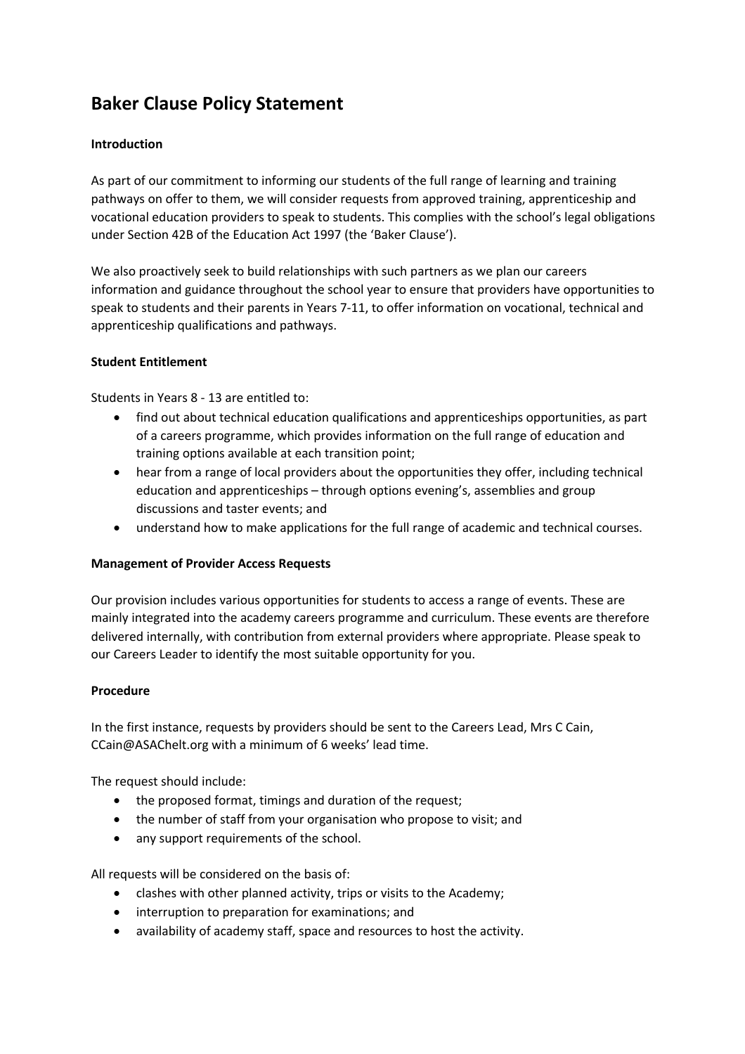# Baker Clause Policy Statement

**Introduction**

As part of our commitment to informing our students of the full range of learning and training pathways on offer to them, we will consider requests from approved training, apprenticeship and vocational education providers to speak to students. This complies with the school's legal obligations under Section 42B of the Education Act 1997 (the 'Baker Clause').

We also proactively seek to build relationships with such partners as we plan our careers information and guidance throughout the school year to ensure that providers have opportunities to speak to students and their parents in Years 7-11, to offer information on vocational, technical and apprenticeship qualifications and pathways.

**Student Entitlement**

Students in Years 8 - 13 are entitled to:

- find out about technical education qualifications and apprenticeships opportunities, as part of a careers programme, which provides information on the full range of education and training options available at each transition point;
- hear from a range of local providers about the opportunities they offer, including technical education and apprenticeships – through options evening's, assemblies and group discussions and taster events; and
- understand how to make applications for the full range of academic and technical courses.

**Management of Provider Access Requests**

Our provision includes various opportunities for students to access a range of events. These are mainly integrated into the academy careers programme and curriculum. These events are therefore delivered internally, with contribution from external providers where appropriate. Please speak to our Careers Leader to identify the most suitable opportunity for you.

**Procedure**

In the first instance, requests by providers should be sent to the Careers Lead, Mrs C Cain, CCain@ASAChelt.org with a minimum of 6 weeks' lead time.

The request should include:

- the proposed format, timings and duration of the request;
- the number of staff from your organisation who propose to visit; and
- any support requirements of the school.

All requests will be considered on the basis of:

- clashes with other planned activity, trips or visits to the Academy;
- interruption to preparation for examinations; and
- availability of academy staff, space and resources to host the activity.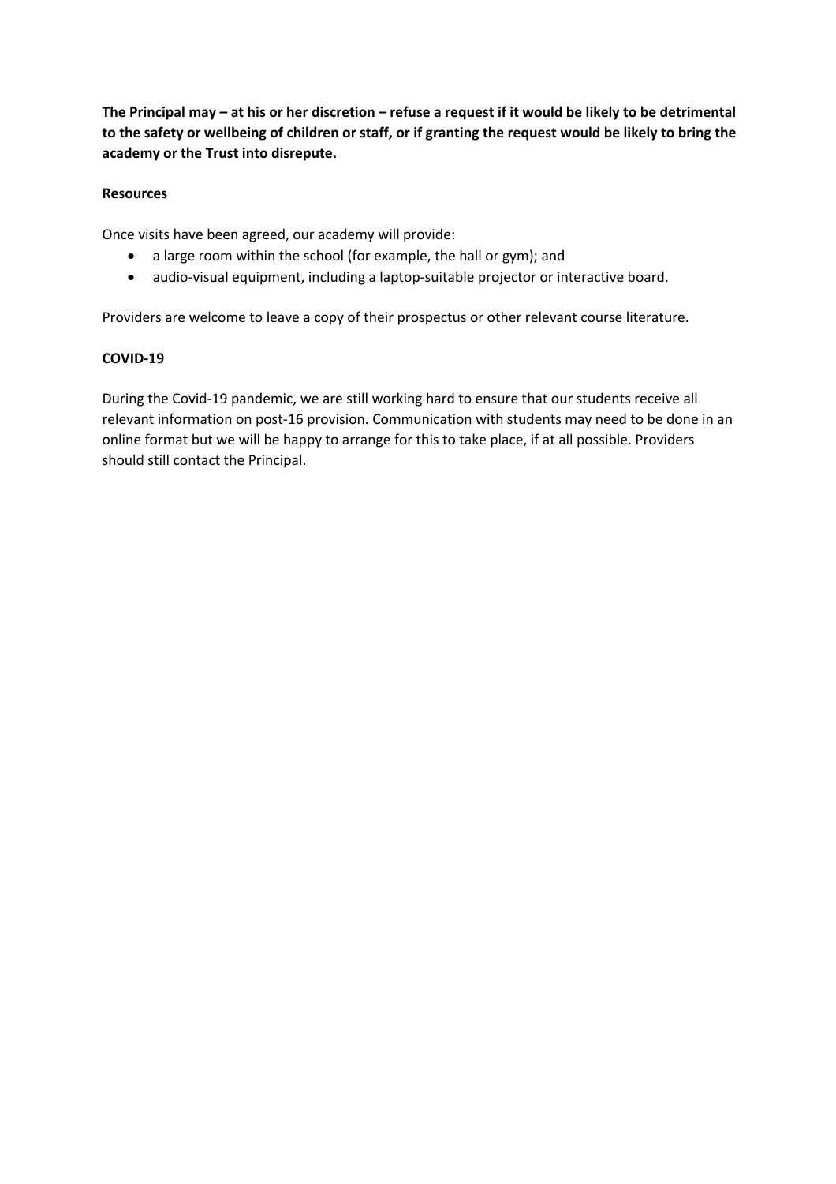**The Principal may – at his or her discretion – refuse a request if it would be likely to be detrimental to the safety or wellbeing of children or staff, or if granting the request would be likely to bring the academy or the Trust into disrepute.**

**Resources**

Once visits have been agreed, our academy will provide:

- a large room within the school (for example, the hall or gym); and
- audio-visual equipment, including a laptop-suitable projector or interactive board.

Providers are welcome to leave a copy of their prospectus or other relevant course literature.

**COVID-19**

During the Covid-19 pandemic, we are still working hard to ensure that our students receive all relevant information on post-16 provision. Communication with students may need to be done in an online format but we will be happy to arrange for this to take place, if at all possible. Providers should still contact the Principal.